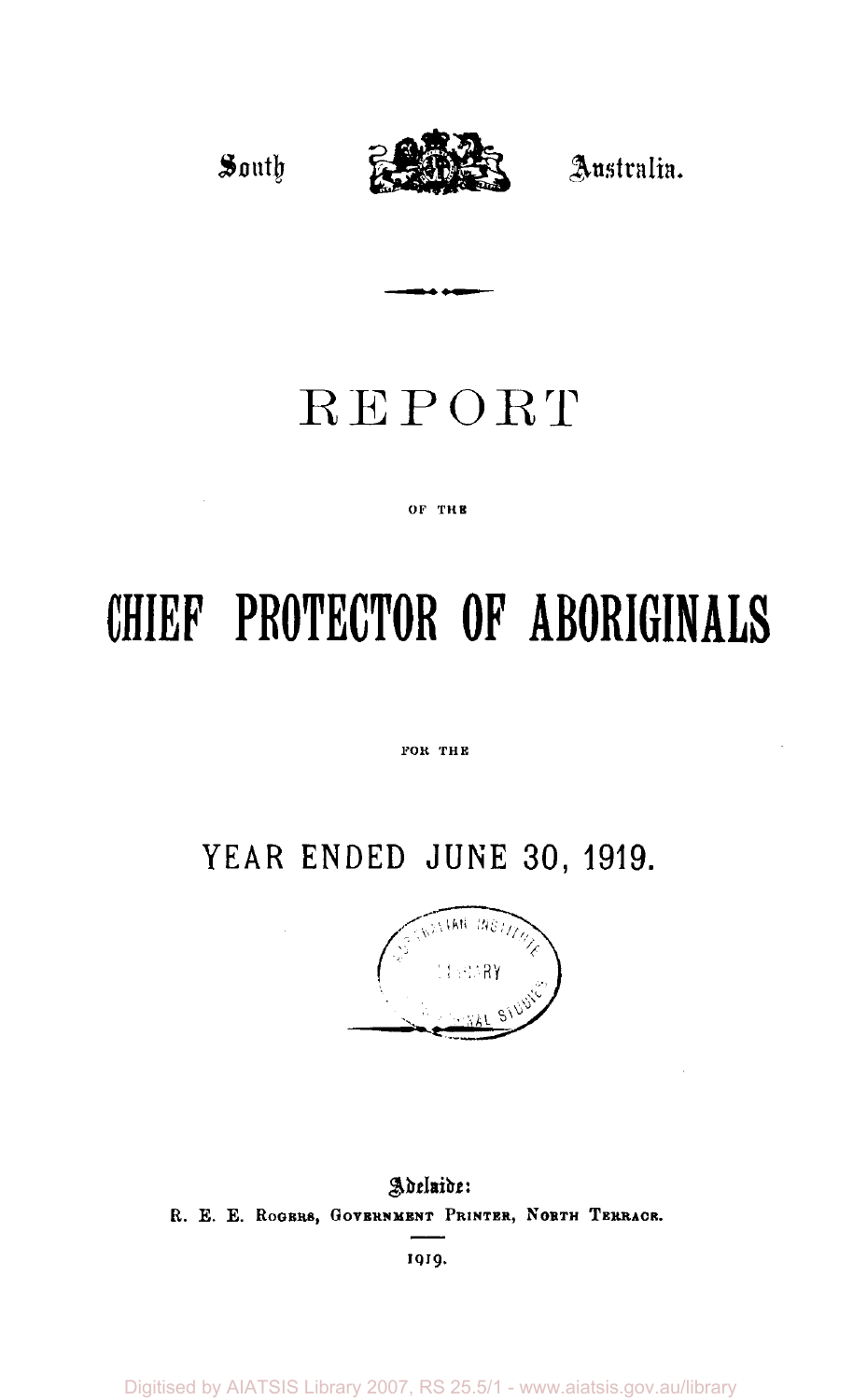South Australia.

# REPORT

OF THE

# CHIEF PROTECTOR OF ABORIGINALS

FOR THE

## YEAR ENDED JUNE 30, 1919.

Adelaide:
R. E. E. ROGERS, GOVERNMENT PRINTER, NORTH TERRACE.

1919.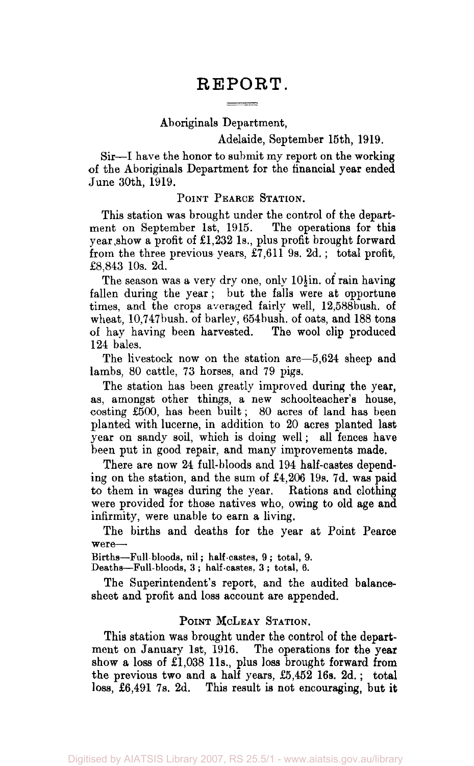# REPORT.

Aboriginals Department,

Adelaide, September 15th, 1919.

Sir—I have the honor to submit my report on the working of the Aboriginals Department for the financial year ended June 30th, 1919.

## POINT PEARCE STATION.

This station was brought under the control of the department on September 1st, 1915. The operations for this year show a profit of £1,232 1s., plus profit brought forward from the three previous years, £7,611 9s. 2d.; total profit, £8,843 10s. 2d.

The season was a very dry one, only 10½in. of rain having fallen during the year; but the falls were at opportune times, and the crops averaged fairly well, 12,588bush. of wheat, 10,747bush. of barley, 654bush. of oats, and 188 tons of hay having been harvested. The wool clip produced 124 bales.

The livestock now on the station are—5,624 sheep and lambs, 80 cattle, 73 horses, and 79 pigs.

The station has been greatly improved during the year, as, amongst other things, a new schoolteacher's house, costing £500, has been built; 80 acres of land has been planted with lucerne, in addition to 20 acres planted last year on sandy soil, which is doing well; all fences have been put in good repair, and many improvements made.

There are now 24 full-bloods and 194 half-castes depending on the station, and the sum of £4,206 19s. 7d. was paid to them in wages during the year. Rations and clothing were provided for those natives who, owing to old age and infirmity, were unable to earn a living.

The births and deaths for the year at Point Pearce were—

Births—Full-bloods, nil; half-castes, 9; total, 9.
Deaths—Full-bloods, 3; half-castes, 3; total, 6.

The Superintendent's report, and the audited balance-sheet and profit and loss account are appended.

## POINT MCLEAY STATION.

This station was brought under the control of the department on January 1st, 1916. The operations for the year show a loss of £1,038 11s., plus loss brought forward from the previous two and a half years, £5,452 16s. 2d.; total loss, £6,491 7s. 2d. This result is not encouraging, but it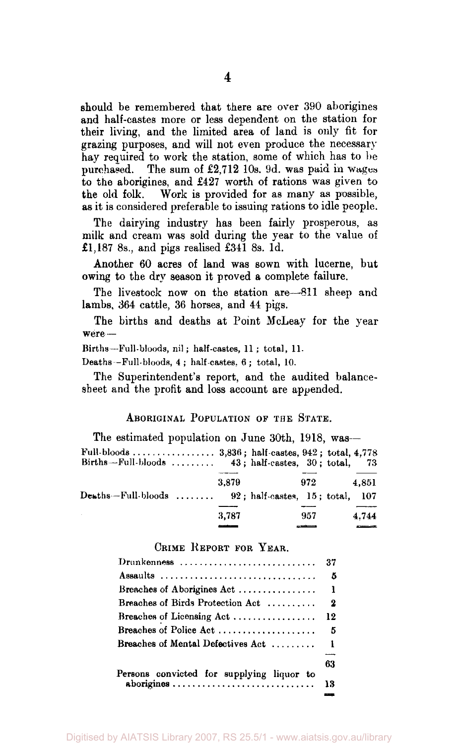should be remembered that there are over 390 aborigines and half-castes more or less dependent on the station for their living, and the limited area of land is only fit for grazing purposes, and will not even produce the necessary hay required to work the station, some of which has to be purchased. The sum of £2,712 10s. 9d. was paid in wages to the aborigines, and £427 worth of rations was given to the old folk. Work is provided for as many as possible, as it is considered preferable to issuing rations to idle people.

The dairying industry has been fairly prosperous, as milk and cream was sold during the year to the value of £1,187 8s., and pigs realised £341 8s. 1d.

Another 60 acres of land was sown with lucerne, but owing to the dry season it proved a complete failure.

The livestock now on the station are—811 sheep and lambs, 364 cattle, 36 horses, and 44 pigs.

The births and deaths at Point McLeay for the year were—

Births—Full-bloods, nil; half-castes, 11; total, 11.

Deaths—Full-bloods, 4; half-castes, 6; total, 10.

The Superintendent's report, and the audited balance-sheet and the profit and loss account are appended.

## Aboriginal Population of the State.

The estimated population on June 30th, 1918, was—

| | Full-bloods | Half-castes | Total |
|---|---|---|---|
| Full-bloods ........ | 3,836 | 942 | 4,778 |
| Births—Full-bloods ........ | 43 | 30 | 73 |
| | 3,879 | 972 | 4,851 |
| Deaths—Full-bloods ........ | 92 | 15 | 107 |
| | 3,787 | 957 | 4,744 |

## Crime Report for Year.

| Offence | Number |
|---|---|
| Drunkenness | 37 |
| Assaults | 5 |
| Breaches of Aborigines Act | 1 |
| Breaches of Birds Protection Act | 2 |
| Breaches of Licensing Act | 12 |
| Breaches of Police Act | 5 |
| Breaches of Mental Defectives Act | 1 |
| | 63 |
| Persons convicted for supplying liquor to aborigines | 13 |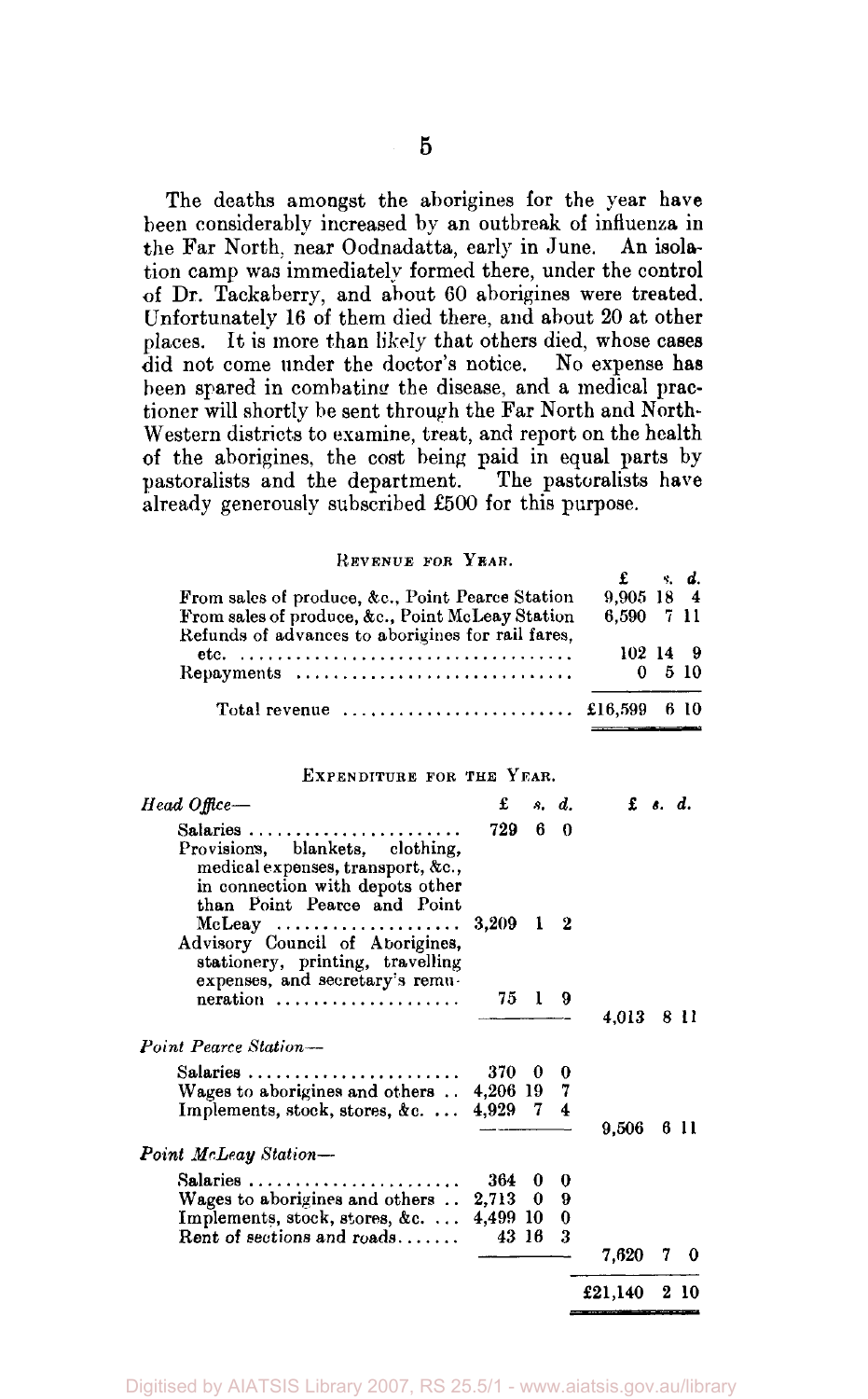The deaths amongst the aborigines for the year have been considerably increased by an outbreak of influenza in the Far North, near Oodnadatta, early in June. An isolation camp was immediately formed there, under the control of Dr. Tackaberry, and about 60 aborigines were treated. Unfortunately 16 of them died there, and about 20 at other places. It is more than likely that others died, whose cases did not come under the doctor's notice. No expense has been spared in combating the disease, and a medical practitioner will shortly be sent through the Far North and North-Western districts to examine, treat, and report on the health of the aborigines, the cost being paid in equal parts by pastoralists and the department. The pastoralists have already generously subscribed £500 for this purpose.

### Revenue for Year.

| | £ s. d. |
|---|---|
| From sales of produce, &c., Point Pearce Station | 9,905 18 4 |
| From sales of produce, &c., Point McLeay Station | 6,590 7 11 |
| Refunds of advances to aborigines for rail fares, etc. | 102 14 9 |
| Repayments | 0 5 10 |
| Total revenue | £16,599 6 10 |

### Expenditure for the Year.

| | £ s. d. | £ s. d. |
|---|---|---|
| *Head Office*— | | |
| Salaries | 729 6 0 | |
| Provisions, blankets, clothing, medical expenses, transport, &c., in connection with depots other than Point Pearce and Point McLeay | 3,209 1 2 | |
| Advisory Council of Aborigines, stationery, printing, travelling expenses, and secretary's remuneration | 75 1 9 | |
| | | 4,013 8 11 |
| *Point Pearce Station*— | | |
| Salaries | 370 0 0 | |
| Wages to aborigines and others | 4,206 19 7 | |
| Implements, stock, stores, &c. | 4,929 7 4 | |
| | | 9,506 6 11 |
| *Point McLeay Station*— | | |
| Salaries | 364 0 0 | |
| Wages to aborigines and others | 2,713 0 9 | |
| Implements, stock, stores, &c. | 4,499 10 0 | |
| Rent of sections and roads | 43 16 3 | |
| | | 7,620 7 0 |
| | | £21,140 2 10 |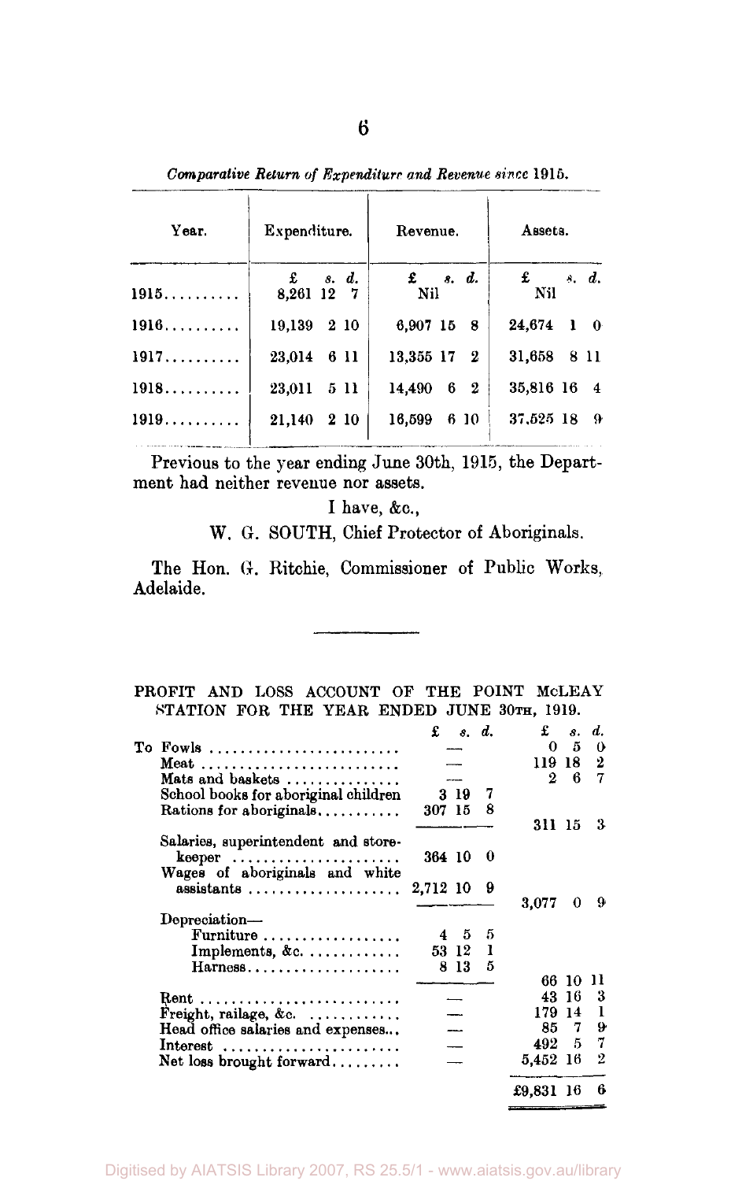*Comparative Return of Expenditure and Revenue since 1915.*

| Year. | Expenditure. | Revenue. | Assets. |
|---|---|---|---|
| | £ s. d. | £ s. d. | £ s. d. |
| 1915.......... | 8,261 12 7 | Nil | Nil |
| 1916.......... | 19,139 2 10 | 6,907 15 8 | 24,674 1 0 |
| 1917.......... | 23,014 6 11 | 13,355 17 2 | 31,658 8 11 |
| 1918.......... | 23,011 5 11 | 14,490 6 2 | 35,816 16 4 |
| 1919.......... | 21,140 2 10 | 16,599 6 10 | 37,525 18 9 |

Previous to the year ending June 30th, 1915, the Department had neither revenue nor assets.

I have, &c.,

W. G. SOUTH, Chief Protector of Aboriginals.

The Hon. G. Ritchie, Commissioner of Public Works, Adelaide.

---

PROFIT AND LOSS ACCOUNT OF THE POINT McLEAY STATION FOR THE YEAR ENDED JUNE 30TH, 1919.

| | £ s. d. | £ s. d. |
|---|---|---|
| To Fowls ........................ | — | 0 5 0 |
| Meat ........................ | — | 119 18 2 |
| Mats and baskets ............... | — | 2 6 7 |
| School books for aboriginal children | 3 19 7 | |
| Rations for aboriginals.......... | 307 15 8 | |
| | | 311 15 3 |
| Salaries, superintendent and storekeeper ...................... | 364 10 0 | |
| Wages of aboriginals and white assistants .................... | 2,712 10 9 | |
| | | 3,077 0 9 |
| Depreciation— | | |
| Furniture .................. | 4 5 5 | |
| Implements, &c. ............ | 53 12 1 | |
| Harness.................... | 8 13 5 | |
| | | 66 10 11 |
| Rent ........................ | — | 43 16 3 |
| Freight, railage, &c. ........... | — | 179 14 1 |
| Head office salaries and expenses... | — | 85 7 9 |
| Interest ..................... | — | 492 5 7 |
| Net loss brought forward......... | — | 5,452 16 2 |
| | | £9,831 16 6 |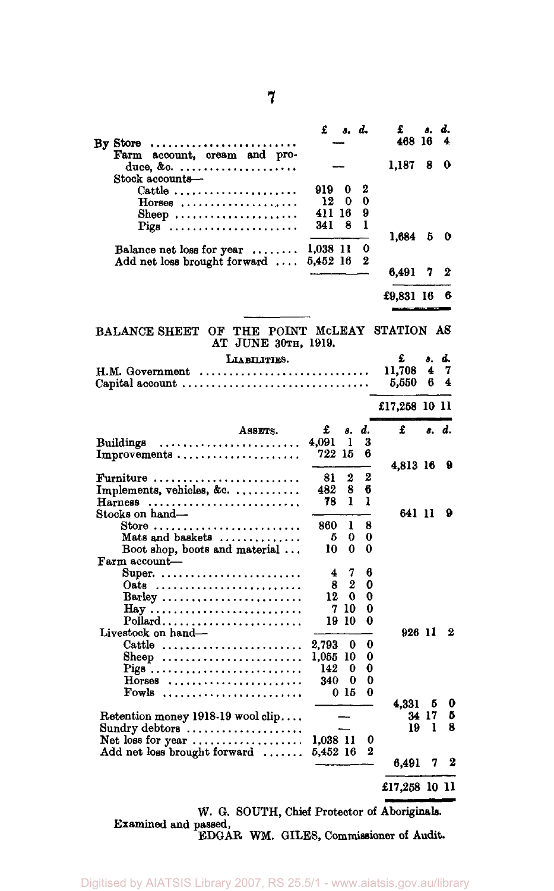| | £ s. d. | £ s. d. |
|---|---|---|
| By Store | — | 468 16 4 |
| Farm account, cream and produce, &c. | — | 1,187 8 0 |
| Stock accounts— | | |
| Cattle | 919 0 2 | |
| Horses | 12 0 0 | |
| Sheep | 411 16 9 | |
| Pigs | 341 8 1 | |
| | | 1,684 5 0 |
| Balance net loss for year | 1,038 11 0 | |
| Add net loss brought forward | 5,452 16 2 | |
| | | 6,491 7 2 |
| | | £9,831 16 6 |

## BALANCE SHEET OF THE POINT McLEAY STATION AS AT JUNE 30TH, 1919.

| LIABILITIES. | £ s. d. |
|---|---|
| H.M. Government | 11,708 4 7 |
| Capital account | 5,550 6 4 |
| | £17,258 10 11 |

| ASSETS. | £ s. d. | £ s. d. |
|---|---|---|
| Buildings | 4,091 1 3 | |
| Improvements | 722 15 6 | |
| | | 4,813 16 9 |
| Furniture | 81 2 2 | |
| Implements, vehicles, &c. | 482 8 6 | |
| Harness | 78 1 1 | |
| | | 641 11 9 |
| Stocks on hand— | | |
| Store | 860 1 8 | |
| Mats and baskets | 5 0 0 | |
| Boot shop, boots and material | 10 0 0 | |
| Farm account— | | |
| Super. | 4 7 6 | |
| Oats | 8 2 0 | |
| Barley | 12 0 0 | |
| Hay | 7 10 0 | |
| Pollard | 19 10 0 | |
| | | 926 11 2 |
| Livestock on hand— | | |
| Cattle | 2,793 0 0 | |
| Sheep | 1,055 10 0 | |
| Pigs | 142 0 0 | |
| Horses | 340 0 0 | |
| Fowls | 0 15 0 | |
| | | 4,331 5 0 |
| Retention money 1918-19 wool clip | — | 34 17 5 |
| Sundry debtors | — | 19 1 8 |
| Net loss for year | 1,038 11 0 | |
| Add net loss brought forward | 5,452 16 2 | |
| | | 6,491 7 2 |
| | | £17,258 10 11 |

W. G. SOUTH, Chief Protector of Aboriginals.

Examined and passed,

EDGAR WM. GILES, Commissioner of Audit.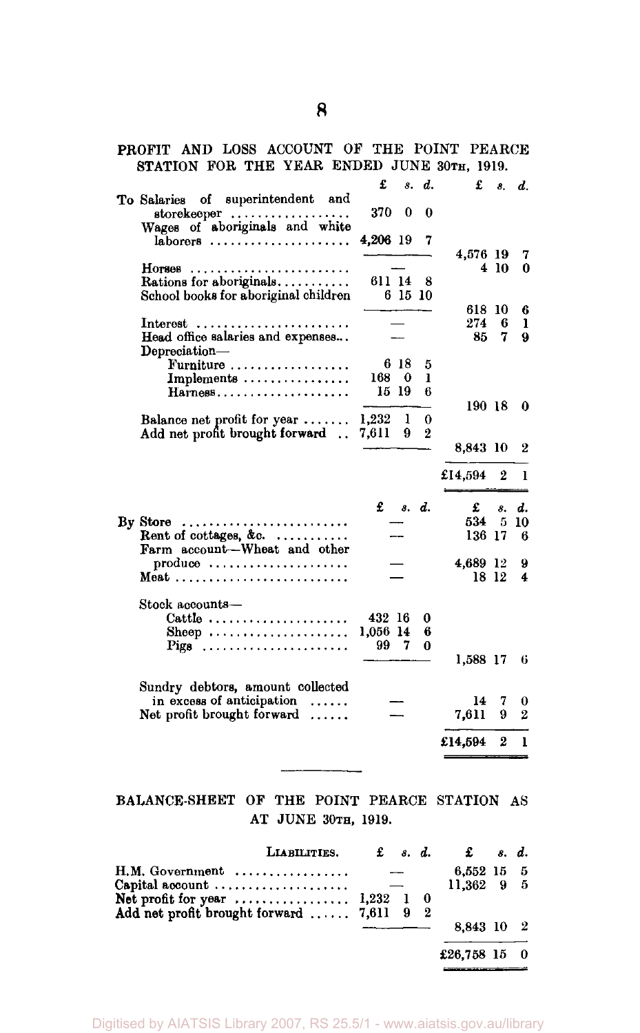## PROFIT AND LOSS ACCOUNT OF THE POINT PEARCE STATION FOR THE YEAR ENDED JUNE 30TH, 1919.

| | £ s. d. | £ s. d. |
|---|---|---|
| To Salaries of superintendent and storekeeper | 370 0 0 | |
| Wages of aboriginals and white laborers | 4,206 19 7 | |
| | | 4,576 19 7 |
| Horses | — | 4 10 0 |
| Rations for aboriginals | 611 14 8 | |
| School books for aboriginal children | 6 15 10 | |
| | | 618 10 6 |
| Interest | — | 274 6 1 |
| Head office salaries and expenses | — | 85 7 9 |
| Depreciation— | | |
| Furniture | 6 18 5 | |
| Implements | 168 0 1 | |
| Harness | 15 19 6 | |
| | | 190 18 0 |
| Balance net profit for year | 1,232 1 0 | |
| Add net profit brought forward | 7,611 9 2 | |
| | | 8,843 10 2 |
| | | £14,594 2 1 |

| | £ s. d. | £ s. d. |
|---|---|---|
| By Store | — | 534 5 10 |
| Rent of cottages, &c. | — | 136 17 6 |
| Farm account—Wheat and other produce | — | 4,689 12 9 |
| Meat | — | 18 12 4 |
| Stock accounts— | | |
| Cattle | 432 16 0 | |
| Sheep | 1,056 14 6 | |
| Pigs | 99 7 0 | |
| | | 1,588 17 6 |
| Sundry debtors, amount collected in excess of anticipation | — | 14 7 0 |
| Net profit brought forward | — | 7,611 9 2 |
| | | £14,594 2 1 |

## BALANCE-SHEET OF THE POINT PEARCE STATION AS AT JUNE 30TH, 1919.

| LIABILITIES. | £ s. d. | £ s. d. |
|---|---|---|
| H.M. Government | — | 6,552 15 5 |
| Capital account | — | 11,362 9 5 |
| Net profit for year | 1,232 1 0 | |
| Add net profit brought forward | 7,611 9 2 | |
| | | 8,843 10 2 |
| | | £26,758 15 0 |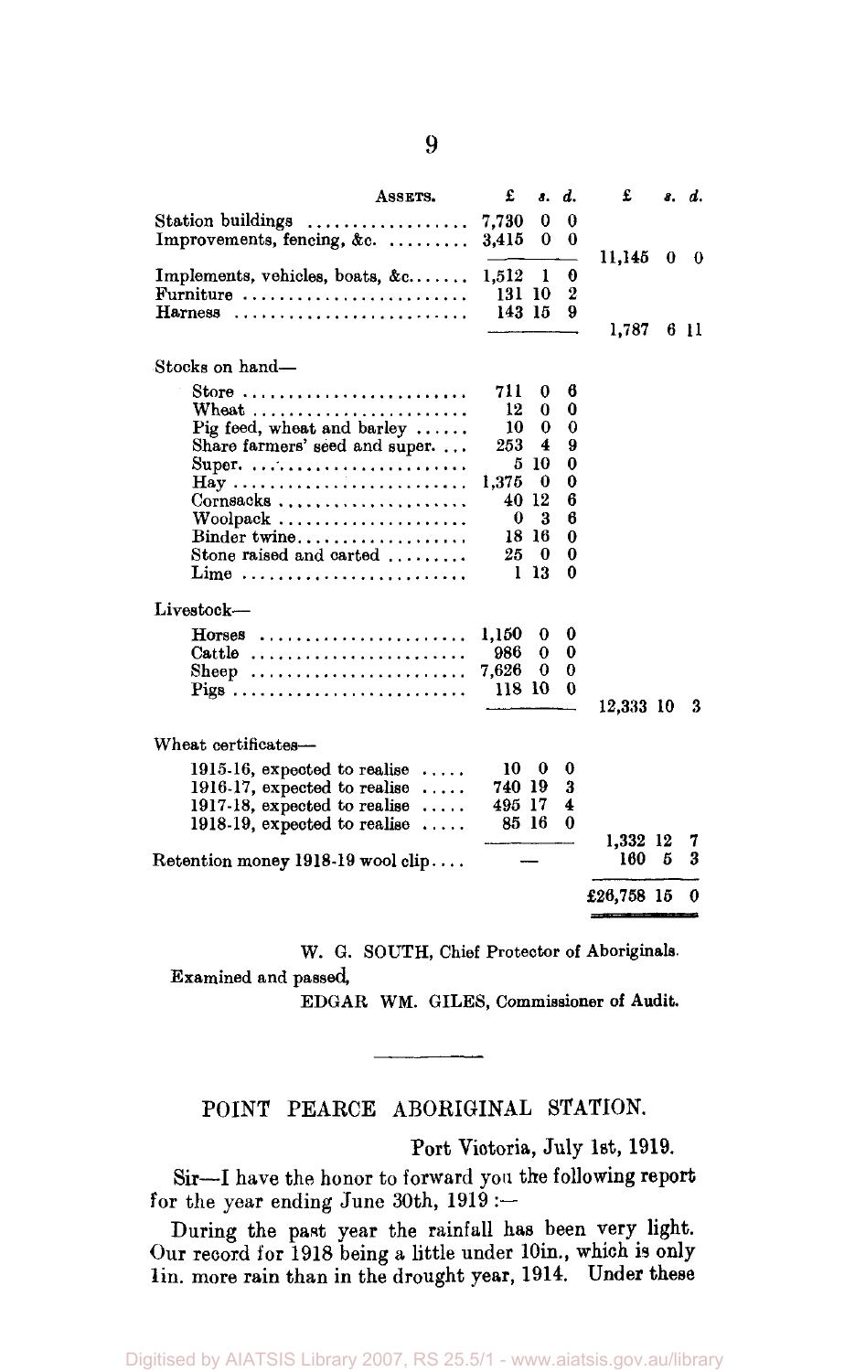| Assets. | £ | s. | d. | £ | s. | d. |
|---|---|---|---|---|---|---|
| Station buildings | 7,730 | 0 | 0 | | | |
| Improvements, fencing, &c. | 3,415 | 0 | 0 | | | |
| | | | | 11,145 | 0 | 0 |
| Implements, vehicles, boats, &c. | 1,512 | 1 | 0 | | | |
| Furniture | 131 | 10 | 2 | | | |
| Harness | 143 | 15 | 9 | | | |
| | | | | 1,787 | 6 | 11 |
| Stocks on hand— | | | | | | |
| Store | 711 | 0 | 6 | | | |
| Wheat | 12 | 0 | 0 | | | |
| Pig feed, wheat and barley | 10 | 0 | 0 | | | |
| Share farmers' seed and super. | 253 | 4 | 9 | | | |
| Super. | 5 | 10 | 0 | | | |
| Hay | 1,375 | 0 | 0 | | | |
| Cornsacks | 40 | 12 | 6 | | | |
| Woolpack | 0 | 3 | 6 | | | |
| Binder twine | 18 | 16 | 0 | | | |
| Stone raised and carted | 25 | 0 | 0 | | | |
| Lime | 1 | 13 | 0 | | | |
| Livestock— | | | | | | |
| Horses | 1,150 | 0 | 0 | | | |
| Cattle | 986 | 0 | 0 | | | |
| Sheep | 7,626 | 0 | 0 | | | |
| Pigs | 118 | 10 | 0 | | | |
| | | | | 12,333 | 10 | 3 |
| Wheat certificates— | | | | | | |
| 1915-16, expected to realise | 10 | 0 | 0 | | | |
| 1916-17, expected to realise | 740 | 19 | 3 | | | |
| 1917-18, expected to realise | 495 | 17 | 4 | | | |
| 1918-19, expected to realise | 85 | 16 | 0 | | | |
| | | | | 1,332 | 12 | 7 |
| Retention money 1918-19 wool clip | — | | | 160 | 5 | 3 |
| | | | | £26,758 | 15 | 0 |

W. G. SOUTH, Chief Protector of Aboriginals.

Examined and passed,

EDGAR WM. GILES, Commissioner of Audit.

---

## POINT PEARCE ABORIGINAL STATION.

Port Victoria, July 1st, 1919.

Sir—I have the honor to forward you the following report for the year ending June 30th, 1919:—

During the past year the rainfall has been very light. Our record for 1918 being a little under 10in., which is only 1in. more rain than in the drought year, 1914. Under these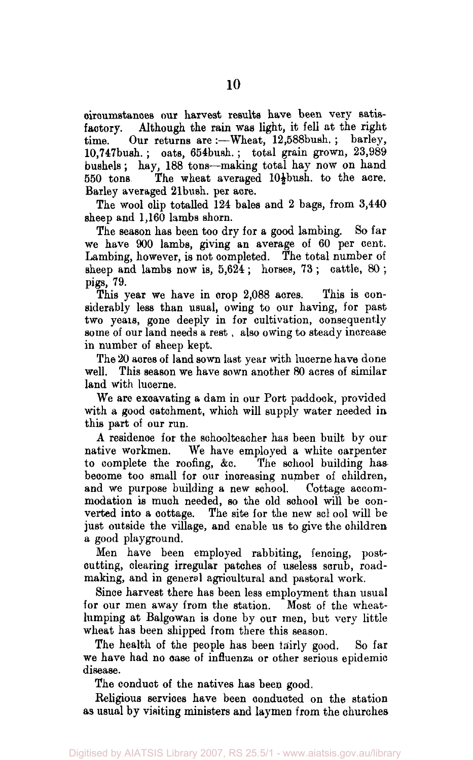circumstances our harvest results have been very satisfactory. Although the rain was light, it fell at the right time. Our returns are :—Wheat, 12,588bush.; barley, 10,747bush.; oats, 654bush.; total grain grown, 23,989 bushels; hay, 188 tons—making total hay now on hand 550 tons. The wheat averaged 10½bush. to the acre. Barley averaged 21bush. per acre.

The wool clip totalled 124 bales and 2 bags, from 3,440 sheep and 1,160 lambs shorn.

The season has been too dry for a good lambing. So far we have 900 lambs, giving an average of 60 per cent. Lambing, however, is not completed. The total number of sheep and lambs now is, 5,624; horses, 73; cattle, 80; pigs, 79.

This year we have in crop 2,088 acres. This is considerably less than usual, owing to our having, for past two years, gone deeply in for cultivation, consequently some of our land needs a rest, also owing to steady increase in number of sheep kept.

The 20 acres of land sown last year with lucerne have done well. This season we have sown another 80 acres of similar land with lucerne.

We are excavating a dam in our Port paddock, provided with a good catchment, which will supply water needed in this part of our run.

A residence for the schoolteacher has been built by our native workmen. We have employed a white carpenter to complete the roofing, &c. The school building has become too small for our increasing number of children, and we purpose building a new school. Cottage accommodation is much needed, so the old school will be converted into a cottage. The site for the new school will be just outside the village, and enable us to give the children a good playground.

Men have been employed rabbiting, fencing, post-cutting, clearing irregular patches of useless scrub, road-making, and in general agricultural and pastoral work.

Since harvest there has been less employment than usual for our men away from the station. Most of the wheat-lumping at Balgowan is done by our men, but very little wheat has been shipped from there this season.

The health of the people has been fairly good. So far we have had no case of influenza or other serious epidemic disease.

The conduct of the natives has been good.

Religious services have been conducted on the station as usual by visiting ministers and laymen from the churches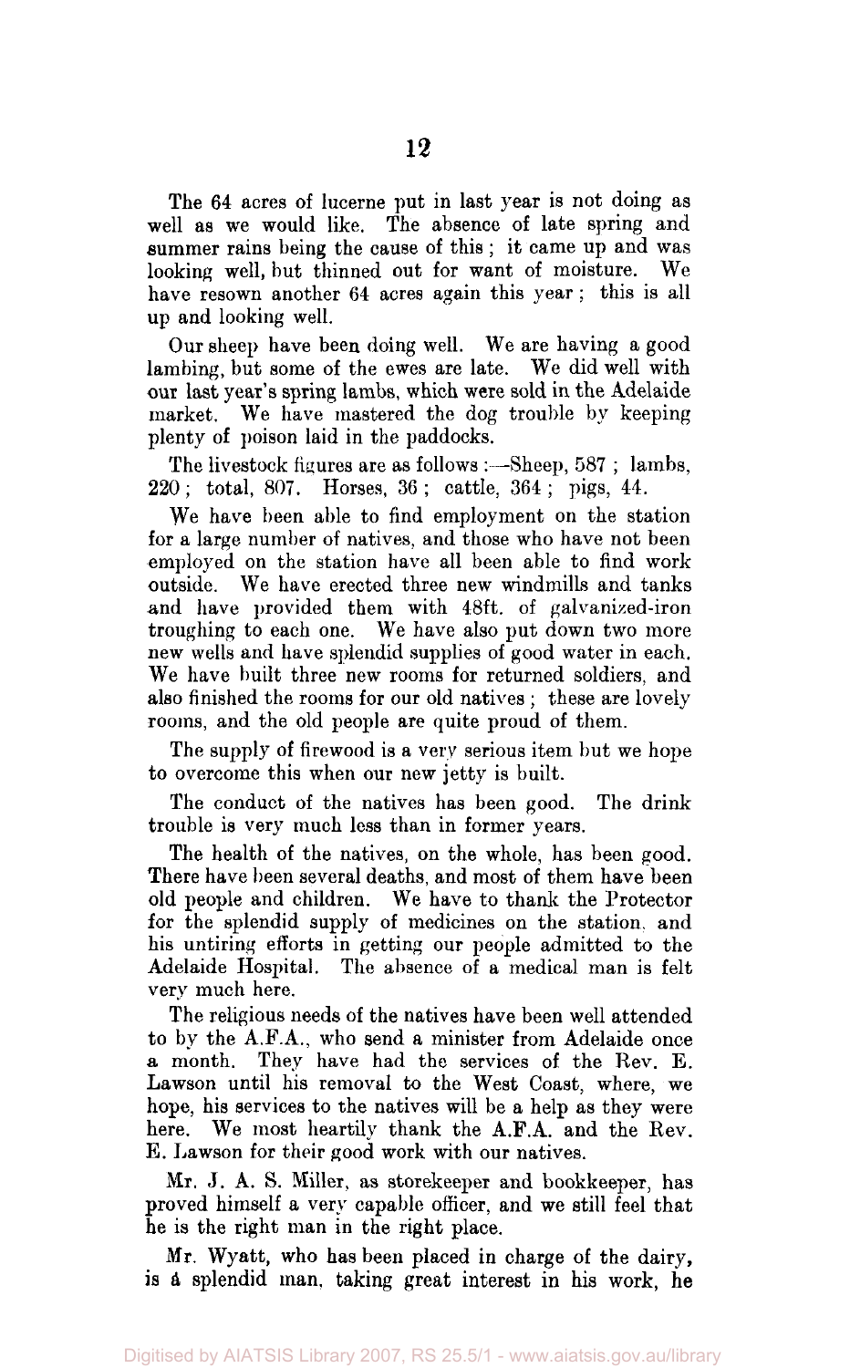The 64 acres of lucerne put in last year is not doing as well as we would like. The absence of late spring and summer rains being the cause of this; it came up and was looking well, but thinned out for want of moisture. We have resown another 64 acres again this year; this is all up and looking well.

Our sheep have been doing well. We are having a good lambing, but some of the ewes are late. We did well with our last year's spring lambs, which were sold in the Adelaide market. We have mastered the dog trouble by keeping plenty of poison laid in the paddocks.

The livestock figures are as follows:—Sheep, 587; lambs, 220; total, 807. Horses, 36; cattle, 364; pigs, 44.

We have been able to find employment on the station for a large number of natives, and those who have not been employed on the station have all been able to find work outside. We have erected three new windmills and tanks and have provided them with 48ft. of galvanized-iron troughing to each one. We have also put down two more new wells and have splendid supplies of good water in each. We have built three new rooms for returned soldiers, and also finished the rooms for our old natives; these are lovely rooms, and the old people are quite proud of them.

The supply of firewood is a very serious item but we hope to overcome this when our new jetty is built.

The conduct of the natives has been good. The drink trouble is very much less than in former years.

The health of the natives, on the whole, has been good. There have been several deaths, and most of them have been old people and children. We have to thank the Protector for the splendid supply of medicines on the station, and his untiring efforts in getting our people admitted to the Adelaide Hospital. The absence of a medical man is felt very much here.

The religious needs of the natives have been well attended to by the A.F.A., who send a minister from Adelaide once a month. They have had the services of the Rev. E. Lawson until his removal to the West Coast, where, we hope, his services to the natives will be a help as they were here. We most heartily thank the A.F.A. and the Rev. E. Lawson for their good work with our natives.

Mr. J. A. S. Miller, as storekeeper and bookkeeper, has proved himself a very capable officer, and we still feel that he is the right man in the right place.

Mr. Wyatt, who has been placed in charge of the dairy, is a splendid man, taking great interest in his work, he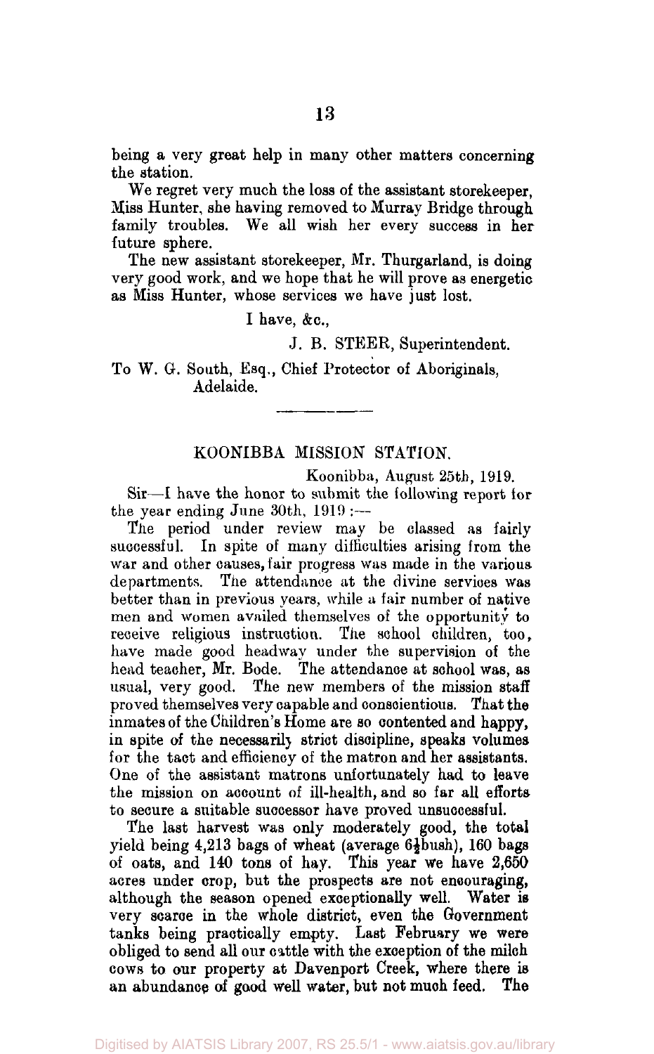being a very great help in many other matters concerning the station.

We regret very much the loss of the assistant storekeeper, Miss Hunter, she having removed to Murray Bridge through family troubles. We all wish her every success in her future sphere.

The new assistant storekeeper, Mr. Thurgarland, is doing very good work, and we hope that he will prove as energetic as Miss Hunter, whose services we have just lost.

I have, &c.,

J. B. STEER, Superintendent.

To W. G. South, Esq., Chief Protector of Aboriginals, Adelaide.

---

## KOONIBBA MISSION STATION.

Koonibba, August 25th, 1919.

Sir—I have the honor to submit the following report for the year ending June 30th, 1919:—

The period under review may be classed as fairly successful. In spite of many difficulties arising from the war and other causes, fair progress was made in the various departments. The attendance at the divine services was better than in previous years, while a fair number of native men and women availed themselves of the opportunity to receive religious instruction. The school children, too, have made good headway under the supervision of the head teacher, Mr. Bode. The attendance at school was, as usual, very good. The new members of the mission staff proved themselves very capable and conscientious. That the inmates of the Children's Home are so contented and happy, in spite of the necessarily strict discipline, speaks volumes for the tact and efficiency of the matron and her assistants. One of the assistant matrons unfortunately had to leave the mission on account of ill-health, and so far all efforts to secure a suitable successor have proved unsuccessful.

The last harvest was only moderately good, the total yield being 4,213 bags of wheat (average 6½bush), 160 bags of oats, and 140 tons of hay. This year we have 2,650 acres under crop, but the prospects are not encouraging, although the season opened exceptionally well. Water is very scarce in the whole district, even the Government tanks being practically empty. Last February we were obliged to send all our cattle with the exception of the milch cows to our property at Davenport Creek, where there is an abundance of good well water, but not much feed. The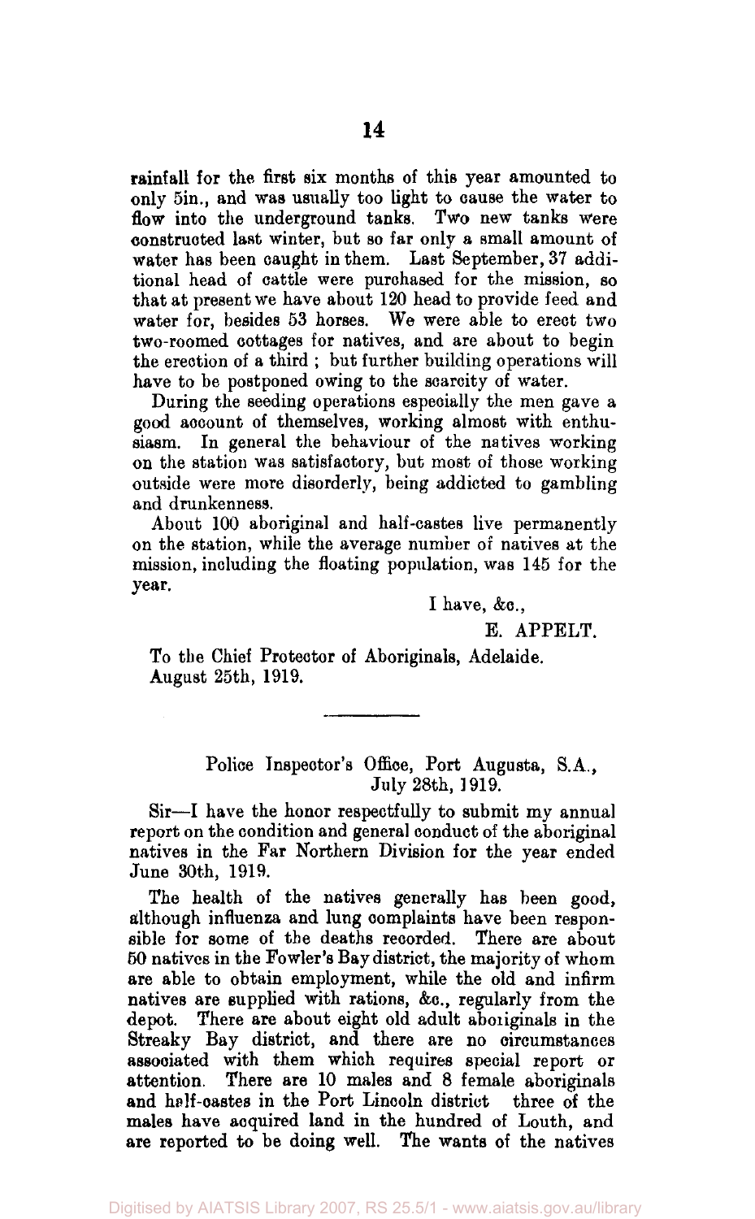rainfall for the first six months of this year amounted to only 5in., and was usually too light to cause the water to flow into the underground tanks. Two new tanks were constructed last winter, but so far only a small amount of water has been caught in them. Last September, 37 additional head of cattle were purchased for the mission, so that at present we have about 120 head to provide feed and water for, besides 53 horses. We were able to erect two two-roomed cottages for natives, and are about to begin the erection of a third ; but further building operations will have to be postponed owing to the scarcity of water.

During the seeding operations especially the men gave a good account of themselves, working almost with enthusiasm. In general the behaviour of the natives working on the station was satisfactory, but most of those working outside were more disorderly, being addicted to gambling and drunkenness.

About 100 aboriginal and half-castes live permanently on the station, while the average number of natives at the mission, including the floating population, was 145 for the year.

I have, &c.,

E. APPELT.

To the Chief Protector of Aboriginals, Adelaide.
August 25th, 1919.

---

Police Inspector's Office, Port Augusta, S.A.,
July 28th, 1919.

Sir—I have the honor respectfully to submit my annual report on the condition and general conduct of the aboriginal natives in the Far Northern Division for the year ended June 30th, 1919.

The health of the natives generally has been good, although influenza and lung complaints have been responsible for some of the deaths recorded. There are about 50 natives in the Fowler's Bay district, the majority of whom are able to obtain employment, while the old and infirm natives are supplied with rations, &c., regularly from the depot. There are about eight old adult aboriginals in the Streaky Bay district, and there are no circumstances associated with them which requires special report or attention. There are 10 males and 8 female aboriginals and half-castes in the Port Lincoln district three of the males have acquired land in the hundred of Louth, and are reported to be doing well. The wants of the natives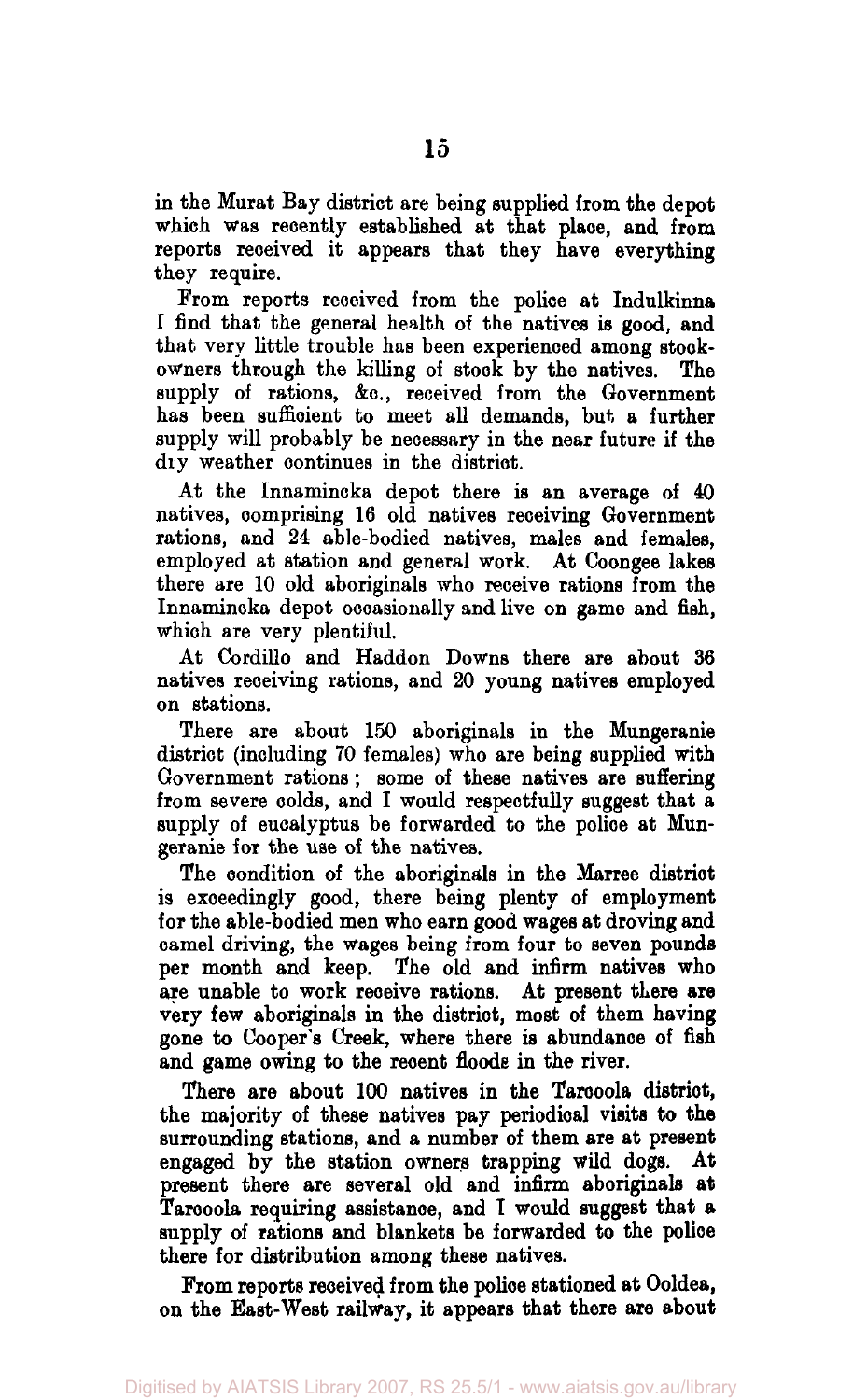in the Murat Bay district are being supplied from the depot which was recently established at that place, and from reports received it appears that they have everything they require.

From reports received from the police at Indulkinna I find that the general health of the natives is good, and that very little trouble has been experienced among stock-owners through the killing of stock by the natives. The supply of rations, &c., received from the Government has been sufficient to meet all demands, but a further supply will probably be necessary in the near future if the dry weather continues in the district.

At the Innamincka depot there is an average of 40 natives, comprising 16 old natives receiving Government rations, and 24 able-bodied natives, males and females, employed at station and general work. At Coongee lakes there are 10 old aboriginals who receive rations from the Innamincka depot occasionally and live on game and fish, which are very plentiful.

At Cordillo and Haddon Downs there are about 36 natives receiving rations, and 20 young natives employed on stations.

There are about 150 aboriginals in the Mungeranie district (including 70 females) who are being supplied with Government rations; some of these natives are suffering from severe colds, and I would respectfully suggest that a supply of eucalyptus be forwarded to the police at Mungeranie for the use of the natives.

The condition of the aboriginals in the Marree district is exceedingly good, there being plenty of employment for the able-bodied men who earn good wages at droving and camel driving, the wages being from four to seven pounds per month and keep. The old and infirm natives who are unable to work receive rations. At present there are very few aboriginals in the district, most of them having gone to Cooper's Creek, where there is abundance of fish and game owing to the recent floods in the river.

There are about 100 natives in the Tarcoola district, the majority of these natives pay periodical visits to the surrounding stations, and a number of them are at present engaged by the station owners trapping wild dogs. At present there are several old and infirm aboriginals at Tarcoola requiring assistance, and I would suggest that a supply of rations and blankets be forwarded to the police there for distribution among these natives.

From reports received from the police stationed at Ooldea, on the East-West railway, it appears that there are about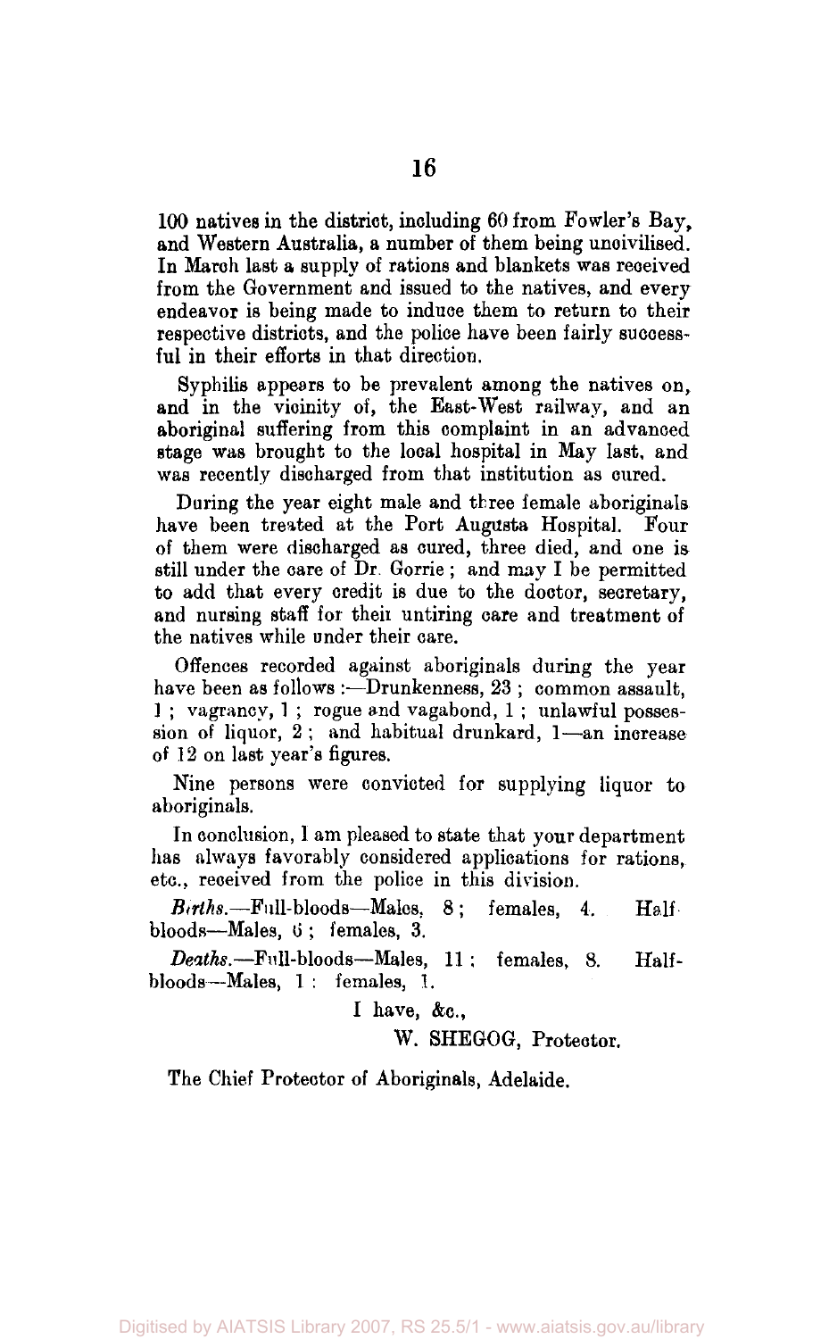100 natives in the district, including 60 from Fowler's Bay, and Western Australia, a number of them being uncivilised. In March last a supply of rations and blankets was received from the Government and issued to the natives, and every endeavor is being made to induce them to return to their respective districts, and the police have been fairly successful in their efforts in that direction.

Syphilis appears to be prevalent among the natives on, and in the vicinity of, the East-West railway, and an aboriginal suffering from this complaint in an advanced stage was brought to the local hospital in May last, and was recently discharged from that institution as cured.

During the year eight male and three female aboriginals have been treated at the Port Augusta Hospital. Four of them were discharged as cured, three died, and one is still under the care of Dr. Gorrie; and may I be permitted to add that every credit is due to the doctor, secretary, and nursing staff for their untiring care and treatment of the natives while under their care.

Offences recorded against aboriginals during the year have been as follows:—Drunkenness, 23; common assault, 1; vagrancy, 1; rogue and vagabond, 1; unlawful possession of liquor, 2; and habitual drunkard, 1—an increase of 12 on last year's figures.

Nine persons were convicted for supplying liquor to aboriginals.

In conclusion, I am pleased to state that your department has always favorably considered applications for rations, etc., received from the police in this division.

*Births.*—Full-bloods—Males, 8; females, 4. Half-bloods—Males, 6; females, 3.

*Deaths.*—Full-bloods—Males, 11; females, 8. Half-bloods—Males, 1; females, 1.

I have, &c.,

W. SHEGOG, Protector.

The Chief Protector of Aboriginals, Adelaide.